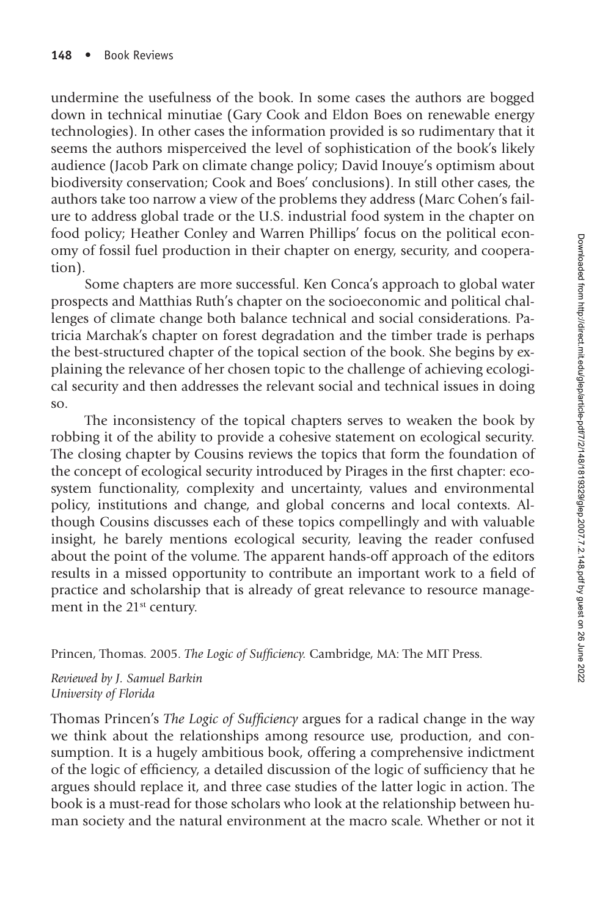undermine the usefulness of the book. In some cases the authors are bogged down in technical minutiae (Gary Cook and Eldon Boes on renewable energy technologies). In other cases the information provided is so rudimentary that it seems the authors misperceived the level of sophistication of the book's likely audience (Jacob Park on climate change policy; David Inouye's optimism about biodiversity conservation; Cook and Boes' conclusions). In still other cases, the authors take too narrow a view of the problems they address (Marc Cohen's failure to address global trade or the U.S. industrial food system in the chapter on food policy; Heather Conley and Warren Phillips' focus on the political economy of fossil fuel production in their chapter on energy, security, and cooperation).

Some chapters are more successful. Ken Conca's approach to global water prospects and Matthias Ruth's chapter on the socioeconomic and political challenges of climate change both balance technical and social considerations. Patricia Marchak's chapter on forest degradation and the timber trade is perhaps the best-structured chapter of the topical section of the book. She begins by explaining the relevance of her chosen topic to the challenge of achieving ecological security and then addresses the relevant social and technical issues in doing so.

The inconsistency of the topical chapters serves to weaken the book by robbing it of the ability to provide a cohesive statement on ecological security. The closing chapter by Cousins reviews the topics that form the foundation of the concept of ecological security introduced by Pirages in the first chapter: ecosystem functionality, complexity and uncertainty, values and environmental policy, institutions and change, and global concerns and local contexts. Although Cousins discusses each of these topics compellingly and with valuable insight, he barely mentions ecological security, leaving the reader confused about the point of the volume. The apparent hands-off approach of the editors results in a missed opportunity to contribute an important work to a field of practice and scholarship that is already of great relevance to resource management in the 21st century.

Princen, Thomas. 2005. *The Logic of Sufficiency.* Cambridge, MA: The MIT Press.

*Reviewed by J. Samuel Barkin*
*University of Florida*

Thomas Princen's *The Logic of Sufficiency* argues for a radical change in the way we think about the relationships among resource use, production, and consumption. It is a hugely ambitious book, offering a comprehensive indictment of the logic of efficiency, a detailed discussion of the logic of sufficiency that he argues should replace it, and three case studies of the latter logic in action. The book is a must-read for those scholars who look at the relationship between human society and the natural environment at the macro scale. Whether or not it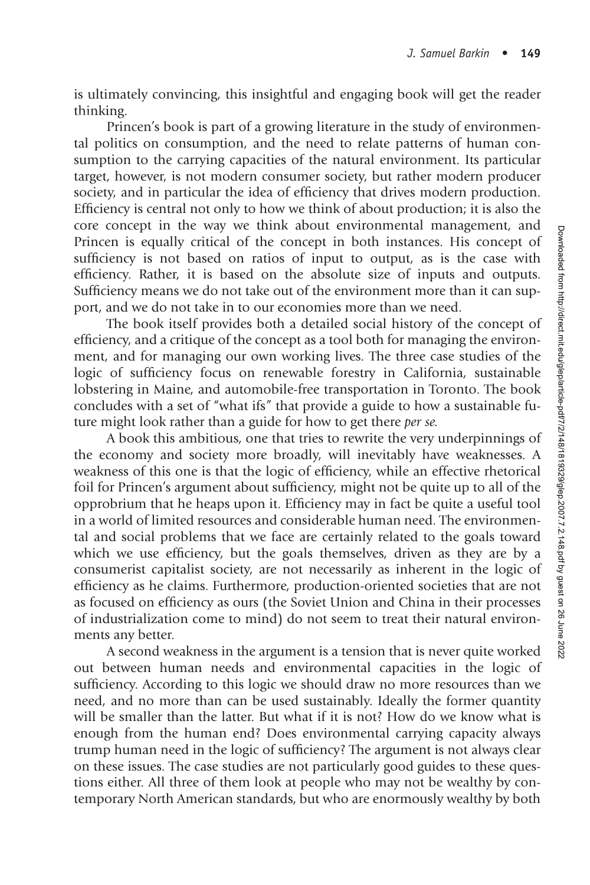is ultimately convincing, this insightful and engaging book will get the reader thinking.

Princen's book is part of a growing literature in the study of environmental politics on consumption, and the need to relate patterns of human consumption to the carrying capacities of the natural environment. Its particular target, however, is not modern consumer society, but rather modern producer society, and in particular the idea of efficiency that drives modern production. Efficiency is central not only to how we think of about production; it is also the core concept in the way we think about environmental management, and Princen is equally critical of the concept in both instances. His concept of sufficiency is not based on ratios of input to output, as is the case with efficiency. Rather, it is based on the absolute size of inputs and outputs. Sufficiency means we do not take out of the environment more than it can support, and we do not take in to our economies more than we need.

The book itself provides both a detailed social history of the concept of efficiency, and a critique of the concept as a tool both for managing the environment, and for managing our own working lives. The three case studies of the logic of sufficiency focus on renewable forestry in California, sustainable lobstering in Maine, and automobile-free transportation in Toronto. The book concludes with a set of "what ifs" that provide a guide to how a sustainable future might look rather than a guide for how to get there *per se.*

A book this ambitious, one that tries to rewrite the very underpinnings of the economy and society more broadly, will inevitably have weaknesses. A weakness of this one is that the logic of efficiency, while an effective rhetorical foil for Princen's argument about sufficiency, might not be quite up to all of the opprobrium that he heaps upon it. Efficiency may in fact be quite a useful tool in a world of limited resources and considerable human need. The environmental and social problems that we face are certainly related to the goals toward which we use efficiency, but the goals themselves, driven as they are by a consumerist capitalist society, are not necessarily as inherent in the logic of efficiency as he claims. Furthermore, production-oriented societies that are not as focused on efficiency as ours (the Soviet Union and China in their processes of industrialization come to mind) do not seem to treat their natural environments any better.

A second weakness in the argument is a tension that is never quite worked out between human needs and environmental capacities in the logic of sufficiency. According to this logic we should draw no more resources than we need, and no more than can be used sustainably. Ideally the former quantity will be smaller than the latter. But what if it is not? How do we know what is enough from the human end? Does environmental carrying capacity always trump human need in the logic of sufficiency? The argument is not always clear on these issues. The case studies are not particularly good guides to these questions either. All three of them look at people who may not be wealthy by contemporary North American standards, but who are enormously wealthy by both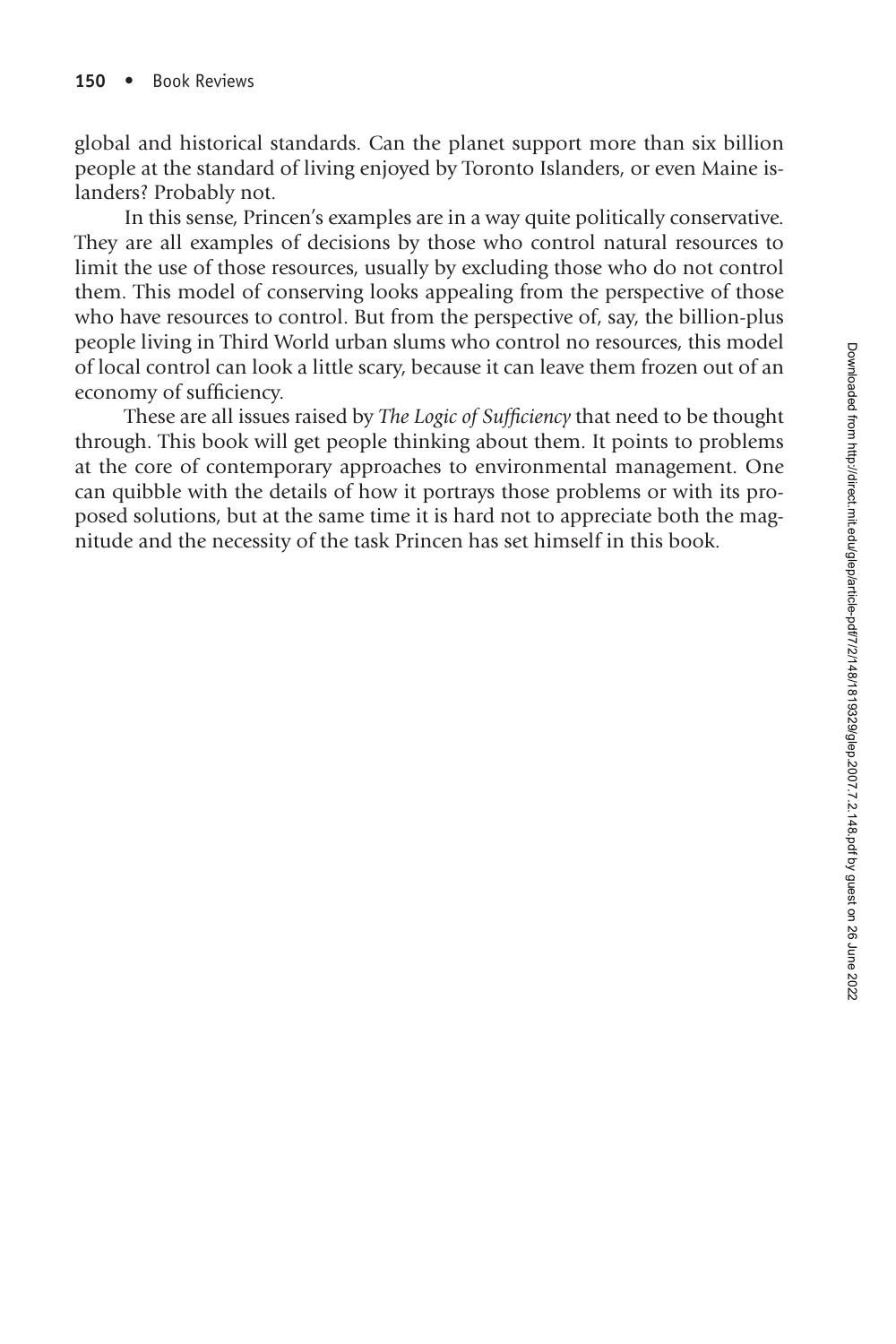global and historical standards. Can the planet support more than six billion people at the standard of living enjoyed by Toronto Islanders, or even Maine islanders? Probably not.

In this sense, Princen's examples are in a way quite politically conservative. They are all examples of decisions by those who control natural resources to limit the use of those resources, usually by excluding those who do not control them. This model of conserving looks appealing from the perspective of those who have resources to control. But from the perspective of, say, the billion-plus people living in Third World urban slums who control no resources, this model of local control can look a little scary, because it can leave them frozen out of an economy of sufficiency.

These are all issues raised by *The Logic of Sufficiency* that need to be thought through. This book will get people thinking about them. It points to problems at the core of contemporary approaches to environmental management. One can quibble with the details of how it portrays those problems or with its proposed solutions, but at the same time it is hard not to appreciate both the magnitude and the necessity of the task Princen has set himself in this book.